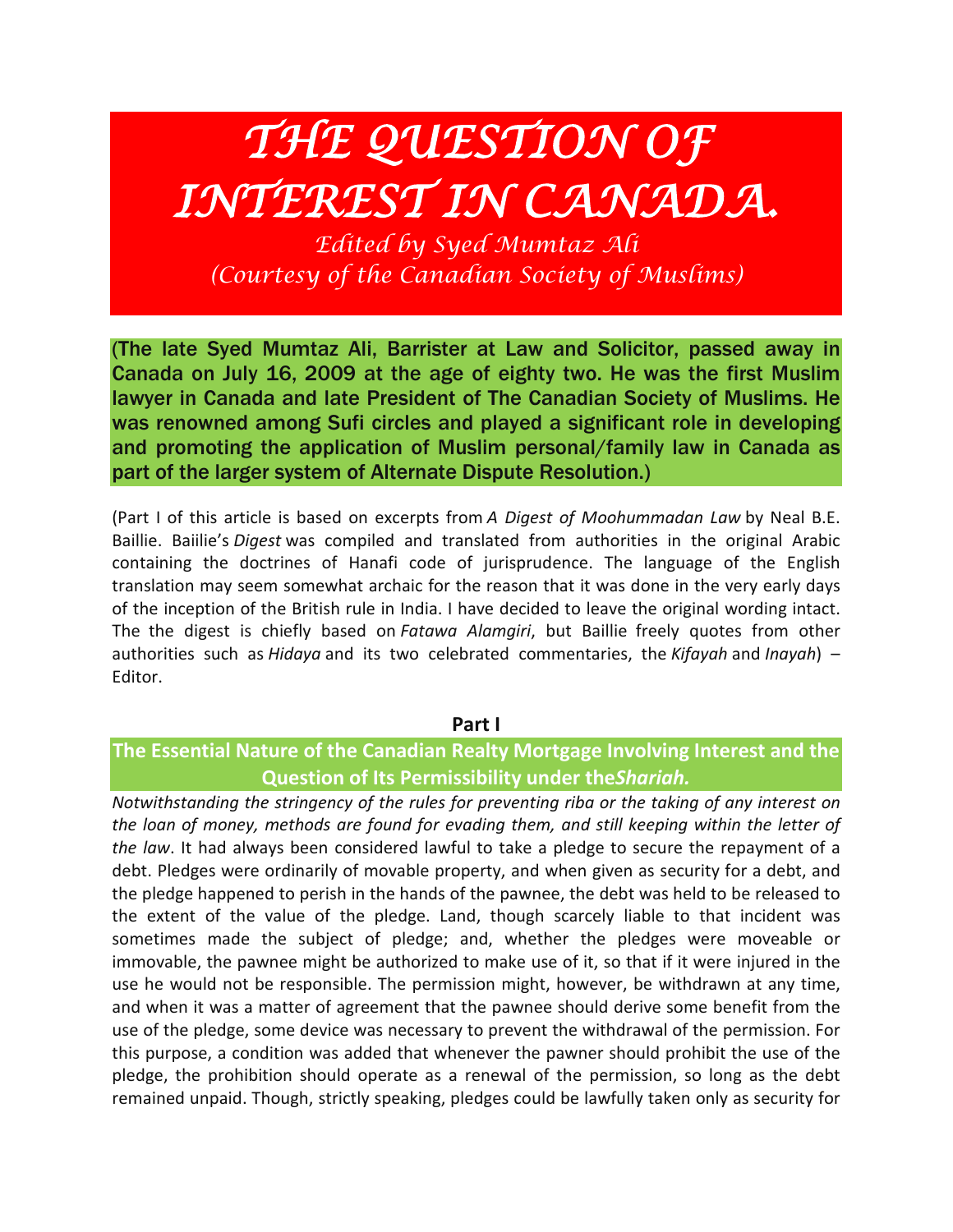# THE QUESTION OF INTEREST IN CANADA.

*Edited by Syed Mumtaz Ali*
*(Courtesy of the Canadian Society of Muslims)*

(The late Syed Mumtaz Ali, Barrister at Law and Solicitor, passed away in Canada on July 16, 2009 at the age of eighty two. He was the first Muslim lawyer in Canada and late President of The Canadian Society of Muslims. He was renowned among Sufi circles and played a significant role in developing and promoting the application of Muslim personal/family law in Canada as part of the larger system of Alternate Dispute Resolution.)

(Part I of this article is based on excerpts from *A Digest of Moohummadan Law* by Neal B.E. Baillie. Baiilie's *Digest* was compiled and translated from authorities in the original Arabic containing the doctrines of Hanafi code of jurisprudence. The language of the English translation may seem somewhat archaic for the reason that it was done in the very early days of the inception of the British rule in India. I have decided to leave the original wording intact. The the digest is chiefly based on *Fatawa Alamgiri*, but Baillie freely quotes from other authorities such as *Hidaya* and its two celebrated commentaries, the *Kifayah* and *Inayah*) – Editor.

**Part I**

### The Essential Nature of the Canadian Realty Mortgage Involving Interest and the Question of Its Permissibility under the*Shariah.*

*Notwithstanding the stringency of the rules for preventing riba or the taking of any interest on the loan of money, methods are found for evading them, and still keeping within the letter of the law*. It had always been considered lawful to take a pledge to secure the repayment of a debt. Pledges were ordinarily of movable property, and when given as security for a debt, and the pledge happened to perish in the hands of the pawnee, the debt was held to be released to the extent of the value of the pledge. Land, though scarcely liable to that incident was sometimes made the subject of pledge; and, whether the pledges were moveable or immovable, the pawnee might be authorized to make use of it, so that if it were injured in the use he would not be responsible. The permission might, however, be withdrawn at any time, and when it was a matter of agreement that the pawnee should derive some benefit from the use of the pledge, some device was necessary to prevent the withdrawal of the permission. For this purpose, a condition was added that whenever the pawner should prohibit the use of the pledge, the prohibition should operate as a renewal of the permission, so long as the debt remained unpaid. Though, strictly speaking, pledges could be lawfully taken only as security for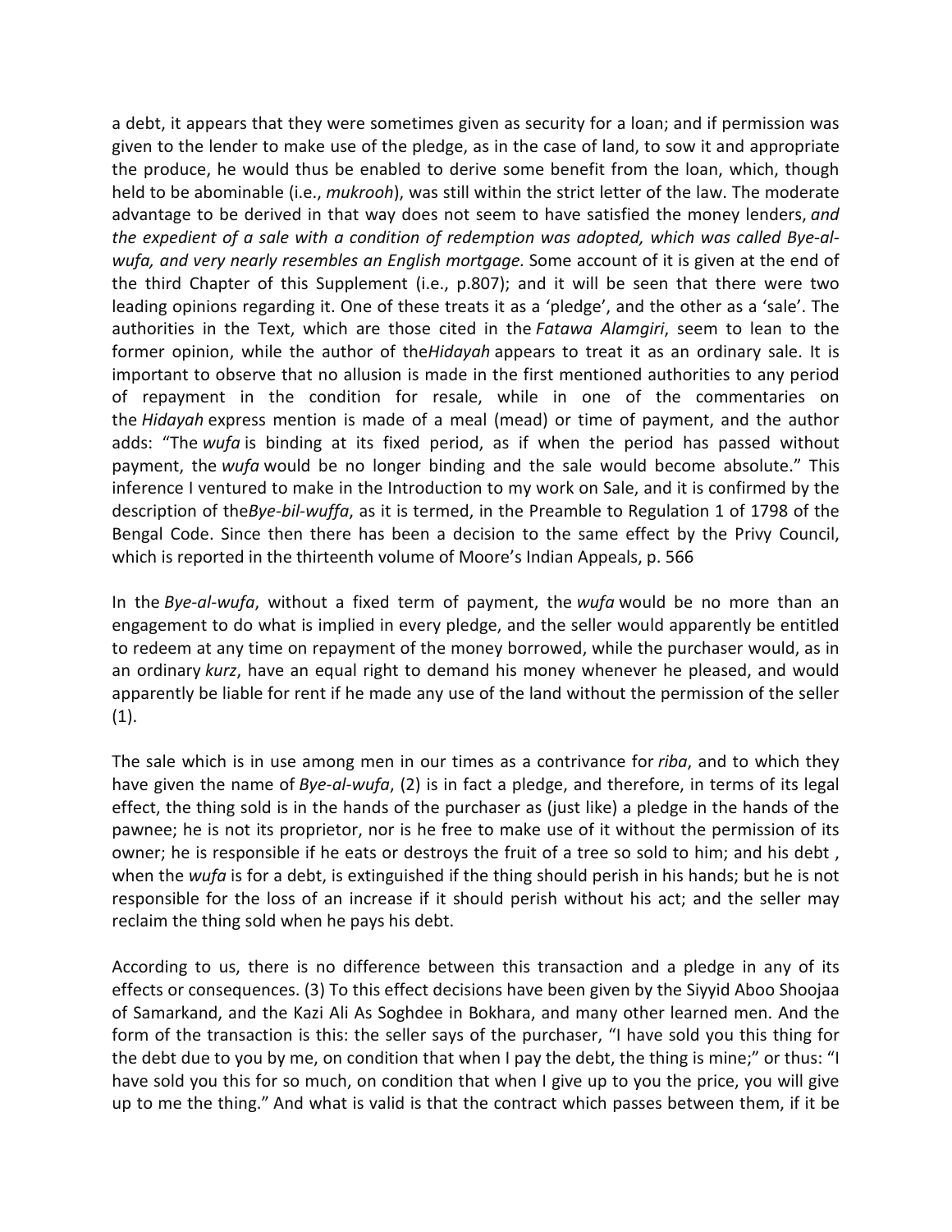a debt, it appears that they were sometimes given as security for a loan; and if permission was given to the lender to make use of the pledge, as in the case of land, to sow it and appropriate the produce, he would thus be enabled to derive some benefit from the loan, which, though held to be abominable (i.e., *mukrooh*), was still within the strict letter of the law. The moderate advantage to be derived in that way does not seem to have satisfied the money lenders, *and the expedient of a sale with a condition of redemption was adopted, which was called Bye-al-wufa, and very nearly resembles an English mortgage.* Some account of it is given at the end of the third Chapter of this Supplement (i.e., p.807); and it will be seen that there were two leading opinions regarding it. One of these treats it as a 'pledge', and the other as a 'sale'. The authorities in the Text, which are those cited in the *Fatawa Alamgiri*, seem to lean to the former opinion, while the author of the *Hidayah* appears to treat it as an ordinary sale. It is important to observe that no allusion is made in the first mentioned authorities to any period of repayment in the condition for resale, while in one of the commentaries on the *Hidayah* express mention is made of a meal (mead) or time of payment, and the author adds: "The *wufa* is binding at its fixed period, as if when the period has passed without payment, the *wufa* would be no longer binding and the sale would become absolute." This inference I ventured to make in the Introduction to my work on Sale, and it is confirmed by the description of the *Bye-bil-wuffa*, as it is termed, in the Preamble to Regulation 1 of 1798 of the Bengal Code. Since then there has been a decision to the same effect by the Privy Council, which is reported in the thirteenth volume of Moore's Indian Appeals, p. 566

In the *Bye-al-wufa*, without a fixed term of payment, the *wufa* would be no more than an engagement to do what is implied in every pledge, and the seller would apparently be entitled to redeem at any time on repayment of the money borrowed, while the purchaser would, as in an ordinary *kurz*, have an equal right to demand his money whenever he pleased, and would apparently be liable for rent if he made any use of the land without the permission of the seller (1).

The sale which is in use among men in our times as a contrivance for *riba*, and to which they have given the name of *Bye-al-wufa*, (2) is in fact a pledge, and therefore, in terms of its legal effect, the thing sold is in the hands of the purchaser as (just like) a pledge in the hands of the pawnee; he is not its proprietor, nor is he free to make use of it without the permission of its owner; he is responsible if he eats or destroys the fruit of a tree so sold to him; and his debt , when the *wufa* is for a debt, is extinguished if the thing should perish in his hands; but he is not responsible for the loss of an increase if it should perish without his act; and the seller may reclaim the thing sold when he pays his debt.

According to us, there is no difference between this transaction and a pledge in any of its effects or consequences. (3) To this effect decisions have been given by the Siyyid Aboo Shoojaa of Samarkand, and the Kazi Ali As Soghdee in Bokhara, and many other learned men. And the form of the transaction is this: the seller says of the purchaser, "I have sold you this thing for the debt due to you by me, on condition that when I pay the debt, the thing is mine;" or thus: "I have sold you this for so much, on condition that when I give up to you the price, you will give up to me the thing." And what is valid is that the contract which passes between them, if it be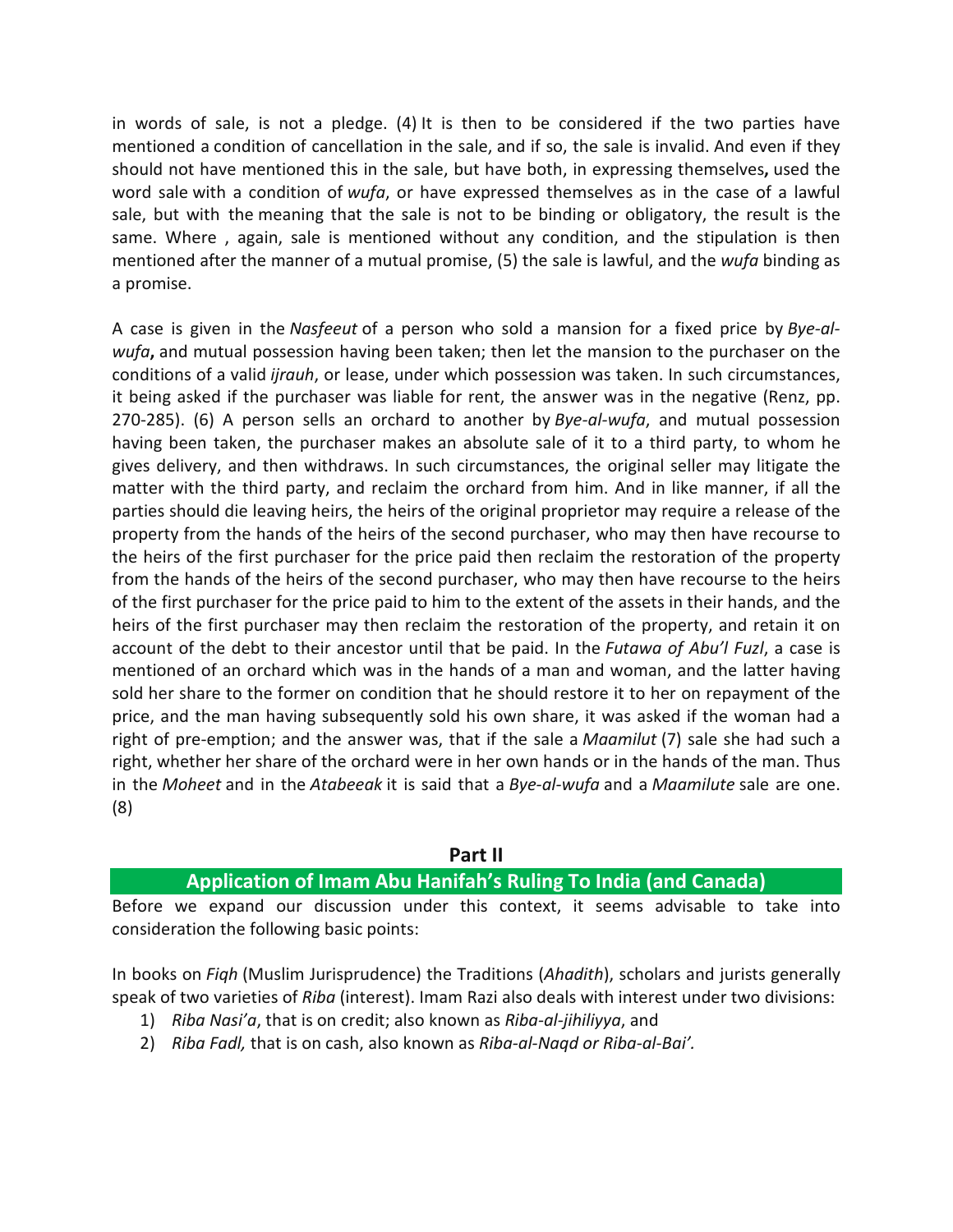in words of sale, is not a pledge. (4) It is then to be considered if the two parties have mentioned a condition of cancellation in the sale, and if so, the sale is invalid. And even if they should not have mentioned this in the sale, but have both, in expressing themselves**,** used the word sale with a condition of *wufa*, or have expressed themselves as in the case of a lawful sale, but with the meaning that the sale is not to be binding or obligatory, the result is the same. Where , again, sale is mentioned without any condition, and the stipulation is then mentioned after the manner of a mutual promise, (5) the sale is lawful, and the *wufa* binding as a promise.

A case is given in the *Nasfeeut* of a person who sold a mansion for a fixed price by *Bye-al-wufa***,** and mutual possession having been taken; then let the mansion to the purchaser on the conditions of a valid *ijrauh*, or lease, under which possession was taken. In such circumstances, it being asked if the purchaser was liable for rent, the answer was in the negative (Renz, pp. 270-285). (6) A person sells an orchard to another by *Bye-al-wufa*, and mutual possession having been taken, the purchaser makes an absolute sale of it to a third party, to whom he gives delivery, and then withdraws. In such circumstances, the original seller may litigate the matter with the third party, and reclaim the orchard from him. And in like manner, if all the parties should die leaving heirs, the heirs of the original proprietor may require a release of the property from the hands of the heirs of the second purchaser, who may then have recourse to the heirs of the first purchaser for the price paid then reclaim the restoration of the property from the hands of the heirs of the second purchaser, who may then have recourse to the heirs of the first purchaser for the price paid to him to the extent of the assets in their hands, and the heirs of the first purchaser may then reclaim the restoration of the property, and retain it on account of the debt to their ancestor until that be paid. In the *Futawa of Abu'l Fuzl*, a case is mentioned of an orchard which was in the hands of a man and woman, and the latter having sold her share to the former on condition that he should restore it to her on repayment of the price, and the man having subsequently sold his own share, it was asked if the woman had a right of pre-emption; and the answer was, that if the sale a *Maamilut* (7) sale she had such a right, whether her share of the orchard were in her own hands or in the hands of the man. Thus in the *Moheet* and in the *Atabeeak* it is said that a *Bye-al-wufa* and a *Maamilute* sale are one. (8)

## Part II

## Application of Imam Abu Hanifah's Ruling To India (and Canada)

Before we expand our discussion under this context, it seems advisable to take into consideration the following basic points:

In books on *Fiqh* (Muslim Jurisprudence) the Traditions (*Ahadith*), scholars and jurists generally speak of two varieties of *Riba* (interest). Imam Razi also deals with interest under two divisions:

1) *Riba Nasi'a*, that is on credit; also known as *Riba-al-jihiliyya*, and
2) *Riba Fadl,* that is on cash, also known as *Riba-al-Naqd or Riba-al-Bai'.*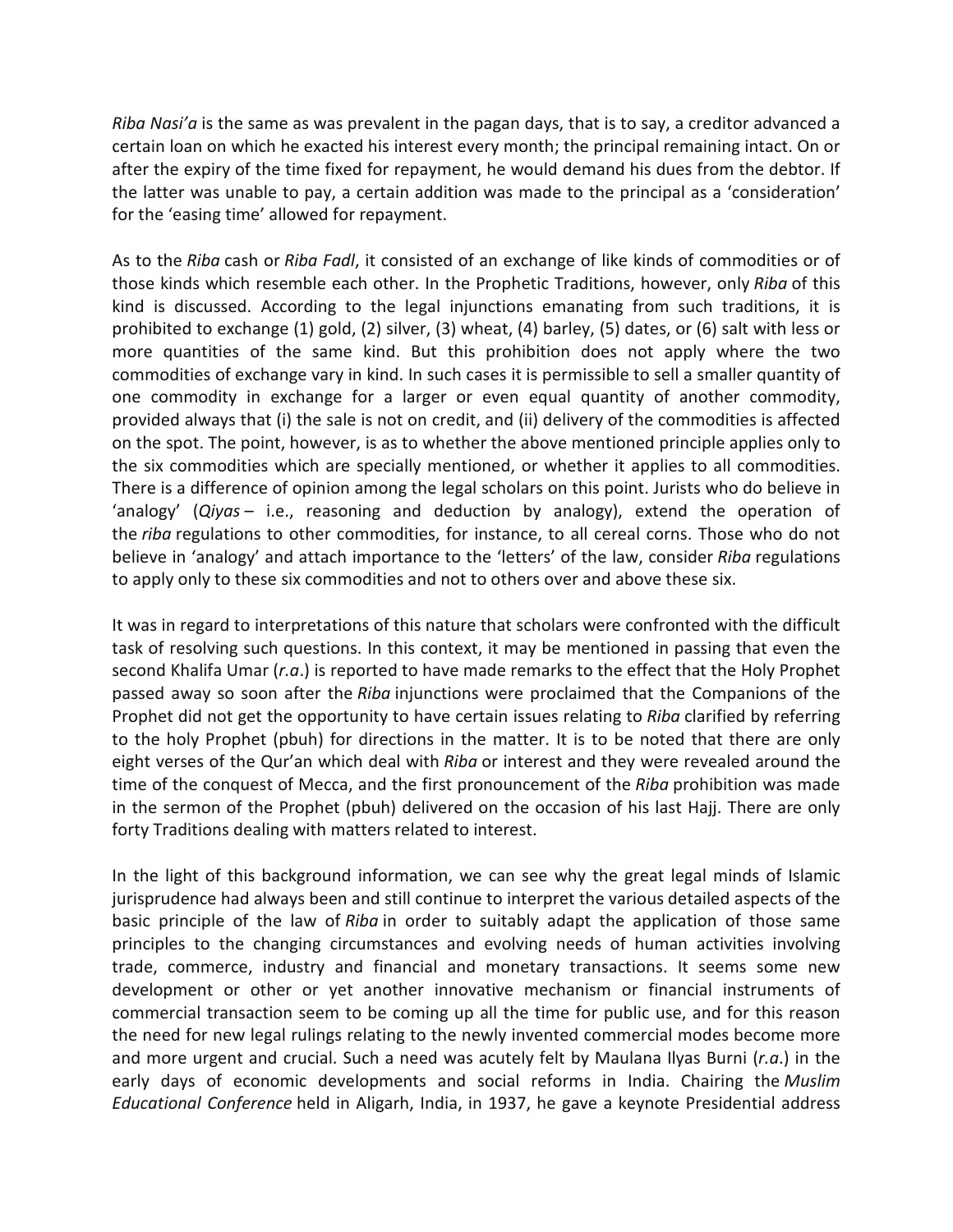*Riba Nasi'a* is the same as was prevalent in the pagan days, that is to say, a creditor advanced a certain loan on which he exacted his interest every month; the principal remaining intact. On or after the expiry of the time fixed for repayment, he would demand his dues from the debtor. If the latter was unable to pay, a certain addition was made to the principal as a 'consideration' for the 'easing time' allowed for repayment.

As to the *Riba* cash or *Riba Fadl*, it consisted of an exchange of like kinds of commodities or of those kinds which resemble each other. In the Prophetic Traditions, however, only *Riba* of this kind is discussed. According to the legal injunctions emanating from such traditions, it is prohibited to exchange (1) gold, (2) silver, (3) wheat, (4) barley, (5) dates, or (6) salt with less or more quantities of the same kind. But this prohibition does not apply where the two commodities of exchange vary in kind. In such cases it is permissible to sell a smaller quantity of one commodity in exchange for a larger or even equal quantity of another commodity, provided always that (i) the sale is not on credit, and (ii) delivery of the commodities is affected on the spot. The point, however, is as to whether the above mentioned principle applies only to the six commodities which are specially mentioned, or whether it applies to all commodities. There is a difference of opinion among the legal scholars on this point. Jurists who do believe in 'analogy' (*Qiyas* – i.e., reasoning and deduction by analogy), extend the operation of the *riba* regulations to other commodities, for instance, to all cereal corns. Those who do not believe in 'analogy' and attach importance to the 'letters' of the law, consider *Riba* regulations to apply only to these six commodities and not to others over and above these six.

It was in regard to interpretations of this nature that scholars were confronted with the difficult task of resolving such questions. In this context, it may be mentioned in passing that even the second Khalifa Umar (*r.a*.) is reported to have made remarks to the effect that the Holy Prophet passed away so soon after the *Riba* injunctions were proclaimed that the Companions of the Prophet did not get the opportunity to have certain issues relating to *Riba* clarified by referring to the holy Prophet (pbuh) for directions in the matter. It is to be noted that there are only eight verses of the Qur'an which deal with *Riba* or interest and they were revealed around the time of the conquest of Mecca, and the first pronouncement of the *Riba* prohibition was made in the sermon of the Prophet (pbuh) delivered on the occasion of his last Hajj. There are only forty Traditions dealing with matters related to interest.

In the light of this background information, we can see why the great legal minds of Islamic jurisprudence had always been and still continue to interpret the various detailed aspects of the basic principle of the law of *Riba* in order to suitably adapt the application of those same principles to the changing circumstances and evolving needs of human activities involving trade, commerce, industry and financial and monetary transactions. It seems some new development or other or yet another innovative mechanism or financial instruments of commercial transaction seem to be coming up all the time for public use, and for this reason the need for new legal rulings relating to the newly invented commercial modes become more and more urgent and crucial. Such a need was acutely felt by Maulana Ilyas Burni (*r.a*.) in the early days of economic developments and social reforms in India. Chairing the *Muslim Educational Conference* held in Aligarh, India, in 1937, he gave a keynote Presidential address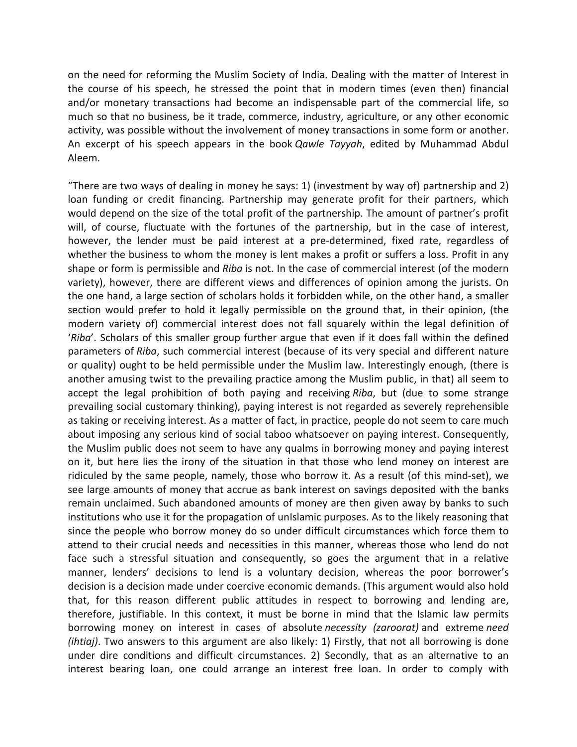on the need for reforming the Muslim Society of India. Dealing with the matter of Interest in the course of his speech, he stressed the point that in modern times (even then) financial and/or monetary transactions had become an indispensable part of the commercial life, so much so that no business, be it trade, commerce, industry, agriculture, or any other economic activity, was possible without the involvement of money transactions in some form or another. An excerpt of his speech appears in the book *Qawle Tayyah*, edited by Muhammad Abdul Aleem.

"There are two ways of dealing in money he says: 1) (investment by way of) partnership and 2) loan funding or credit financing. Partnership may generate profit for their partners, which would depend on the size of the total profit of the partnership. The amount of partner's profit will, of course, fluctuate with the fortunes of the partnership, but in the case of interest, however, the lender must be paid interest at a pre-determined, fixed rate, regardless of whether the business to whom the money is lent makes a profit or suffers a loss. Profit in any shape or form is permissible and *Riba* is not. In the case of commercial interest (of the modern variety), however, there are different views and differences of opinion among the jurists. On the one hand, a large section of scholars holds it forbidden while, on the other hand, a smaller section would prefer to hold it legally permissible on the ground that, in their opinion, (the modern variety of) commercial interest does not fall squarely within the legal definition of '*Riba*'. Scholars of this smaller group further argue that even if it does fall within the defined parameters of *Riba*, such commercial interest (because of its very special and different nature or quality) ought to be held permissible under the Muslim law. Interestingly enough, (there is another amusing twist to the prevailing practice among the Muslim public, in that) all seem to accept the legal prohibition of both paying and receiving *Riba*, but (due to some strange prevailing social customary thinking), paying interest is not regarded as severely reprehensible as taking or receiving interest. As a matter of fact, in practice, people do not seem to care much about imposing any serious kind of social taboo whatsoever on paying interest. Consequently, the Muslim public does not seem to have any qualms in borrowing money and paying interest on it, but here lies the irony of the situation in that those who lend money on interest are ridiculed by the same people, namely, those who borrow it. As a result (of this mind-set), we see large amounts of money that accrue as bank interest on savings deposited with the banks remain unclaimed. Such abandoned amounts of money are then given away by banks to such institutions who use it for the propagation of unIslamic purposes. As to the likely reasoning that since the people who borrow money do so under difficult circumstances which force them to attend to their crucial needs and necessities in this manner, whereas those who lend do not face such a stressful situation and consequently, so goes the argument that in a relative manner, lenders' decisions to lend is a voluntary decision, whereas the poor borrower's decision is a decision made under coercive economic demands. (This argument would also hold that, for this reason different public attitudes in respect to borrowing and lending are, therefore, justifiable. In this context, it must be borne in mind that the Islamic law permits borrowing money on interest in cases of absolute *necessity (zaroorat)* and extreme *need (ihtiaj)*. Two answers to this argument are also likely: 1) Firstly, that not all borrowing is done under dire conditions and difficult circumstances. 2) Secondly, that as an alternative to an interest bearing loan, one could arrange an interest free loan. In order to comply with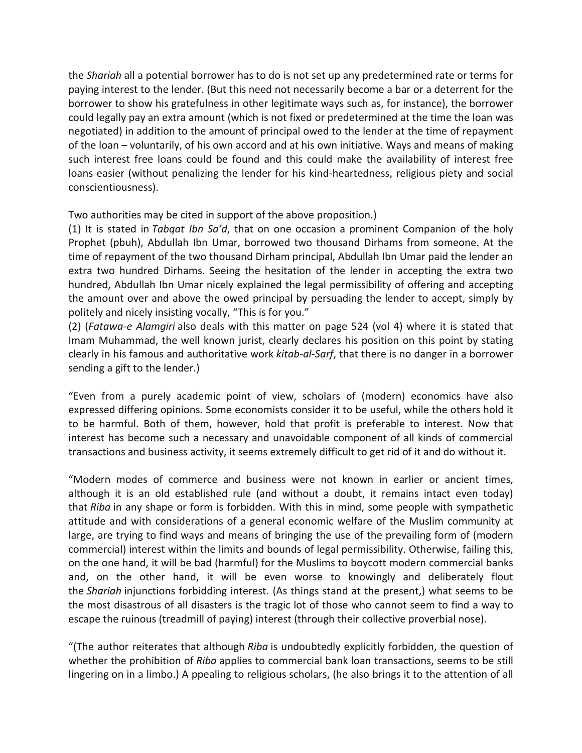the *Shariah* all a potential borrower has to do is not set up any predetermined rate or terms for paying interest to the lender. (But this need not necessarily become a bar or a deterrent for the borrower to show his gratefulness in other legitimate ways such as, for instance), the borrower could legally pay an extra amount (which is not fixed or predetermined at the time the loan was negotiated) in addition to the amount of principal owed to the lender at the time of repayment of the loan – voluntarily, of his own accord and at his own initiative. Ways and means of making such interest free loans could be found and this could make the availability of interest free loans easier (without penalizing the lender for his kind-heartedness, religious piety and social conscientiousness).

Two authorities may be cited in support of the above proposition.)

(1) It is stated in *Tabqat Ibn Sa'd*, that on one occasion a prominent Companion of the holy Prophet (pbuh), Abdullah Ibn Umar, borrowed two thousand Dirhams from someone. At the time of repayment of the two thousand Dirham principal, Abdullah Ibn Umar paid the lender an extra two hundred Dirhams. Seeing the hesitation of the lender in accepting the extra two hundred, Abdullah Ibn Umar nicely explained the legal permissibility of offering and accepting the amount over and above the owed principal by persuading the lender to accept, simply by politely and nicely insisting vocally, "This is for you."

(2) (*Fatawa-e Alamgiri* also deals with this matter on page 524 (vol 4) where it is stated that Imam Muhammad, the well known jurist, clearly declares his position on this point by stating clearly in his famous and authoritative work *kitab-al-Sarf*, that there is no danger in a borrower sending a gift to the lender.)

"Even from a purely academic point of view, scholars of (modern) economics have also expressed differing opinions. Some economists consider it to be useful, while the others hold it to be harmful. Both of them, however, hold that profit is preferable to interest. Now that interest has become such a necessary and unavoidable component of all kinds of commercial transactions and business activity, it seems extremely difficult to get rid of it and do without it.

"Modern modes of commerce and business were not known in earlier or ancient times, although it is an old established rule (and without a doubt, it remains intact even today) that *Riba* in any shape or form is forbidden. With this in mind, some people with sympathetic attitude and with considerations of a general economic welfare of the Muslim community at large, are trying to find ways and means of bringing the use of the prevailing form of (modern commercial) interest within the limits and bounds of legal permissibility. Otherwise, failing this, on the one hand, it will be bad (harmful) for the Muslims to boycott modern commercial banks and, on the other hand, it will be even worse to knowingly and deliberately flout the *Shariah* injunctions forbidding interest. (As things stand at the present,) what seems to be the most disastrous of all disasters is the tragic lot of those who cannot seem to find a way to escape the ruinous (treadmill of paying) interest (through their collective proverbial nose).

"(The author reiterates that although *Riba* is undoubtedly explicitly forbidden, the question of whether the prohibition of *Riba* applies to commercial bank loan transactions, seems to be still lingering on in a limbo.) A ppealing to religious scholars, (he also brings it to the attention of all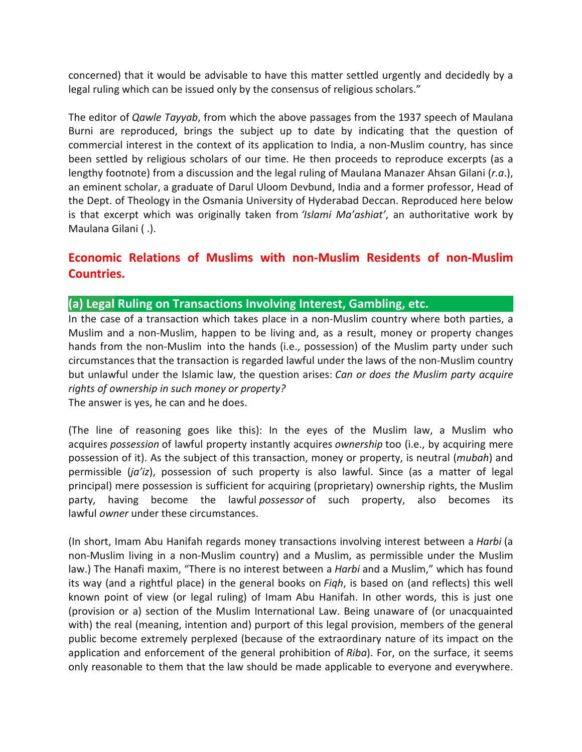concerned) that it would be advisable to have this matter settled urgently and decidedly by a legal ruling which can be issued only by the consensus of religious scholars."

The editor of *Qawle Tayyab*, from which the above passages from the 1937 speech of Maulana Burni are reproduced, brings the subject up to date by indicating that the question of commercial interest in the context of its application to India, a non-Muslim country, has since been settled by religious scholars of our time. He then proceeds to reproduce excerpts (as a lengthy footnote) from a discussion and the legal ruling of Maulana Manazer Ahsan Gilani (*r.a*.), an eminent scholar, a graduate of Darul Uloom Devbund, India and a former professor, Head of the Dept. of Theology in the Osmania University of Hyderabad Deccan. Reproduced here below is that excerpt which was originally taken from *'Islami Ma'ashiat'*, an authoritative work by Maulana Gilani ( .).

## Economic Relations of Muslims with non-Muslim Residents of non-Muslim Countries.

### (a) Legal Ruling on Transactions Involving Interest, Gambling, etc.

In the case of a transaction which takes place in a non-Muslim country where both parties, a Muslim and a non-Muslim, happen to be living and, as a result, money or property changes hands from the non-Muslim into the hands (i.e., possession) of the Muslim party under such circumstances that the transaction is regarded lawful under the laws of the non-Muslim country but unlawful under the Islamic law, the question arises: *Can or does the Muslim party acquire rights of ownership in such money or property?*

The answer is yes, he can and he does.

(The line of reasoning goes like this): In the eyes of the Muslim law, a Muslim who acquires *possession* of lawful property instantly acquires *ownership* too (i.e., by acquiring mere possession of it). As the subject of this transaction, money or property, is neutral (*mubah*) and permissible (*ja'iz*), possession of such property is also lawful. Since (as a matter of legal principal) mere possession is sufficient for acquiring (proprietary) ownership rights, the Muslim party, having become the lawful *possessor* of such property, also becomes its lawful *owner* under these circumstances.

(In short, Imam Abu Hanifah regards money transactions involving interest between a *Harbi* (a non-Muslim living in a non-Muslim country) and a Muslim, as permissible under the Muslim law.) The Hanafi maxim, "There is no interest between a *Harbi* and a Muslim," which has found its way (and a rightful place) in the general books on *Fiqh*, is based on (and reflects) this well known point of view (or legal ruling) of Imam Abu Hanifah. In other words, this is just one (provision or a) section of the Muslim International Law. Being unaware of (or unacquainted with) the real (meaning, intention and) purport of this legal provision, members of the general public become extremely perplexed (because of the extraordinary nature of its impact on the application and enforcement of the general prohibition of *Riba*). For, on the surface, it seems only reasonable to them that the law should be made applicable to everyone and everywhere.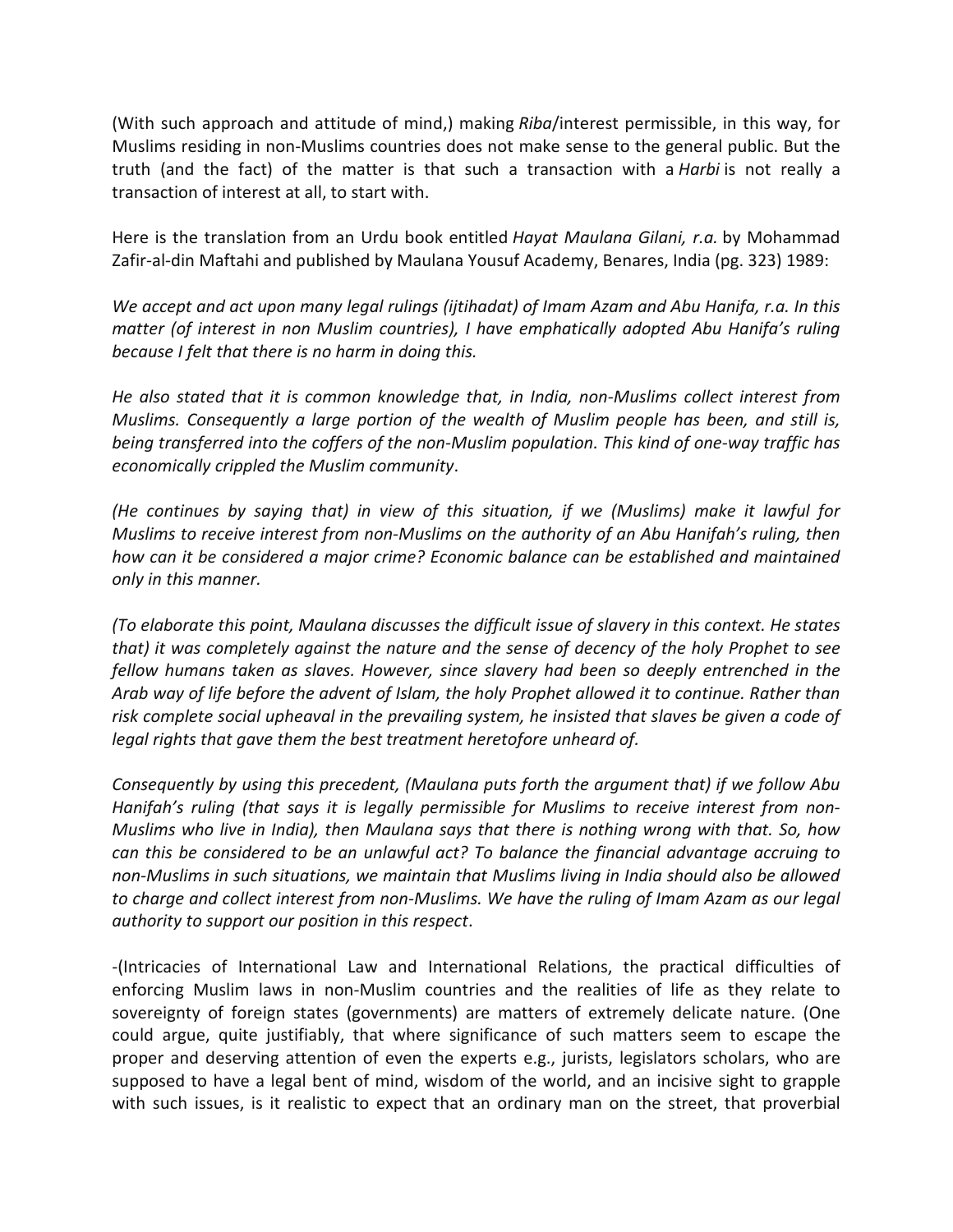(With such approach and attitude of mind,) making *Riba*/interest permissible, in this way, for Muslims residing in non-Muslims countries does not make sense to the general public. But the truth (and the fact) of the matter is that such a transaction with a *Harbi* is not really a transaction of interest at all, to start with.

Here is the translation from an Urdu book entitled *Hayat Maulana Gilani, r.a.* by Mohammad Zafir-al-din Maftahi and published by Maulana Yousuf Academy, Benares, India (pg. 323) 1989:

*We accept and act upon many legal rulings (ijtihadat) of Imam Azam and Abu Hanifa, r.a. In this matter (of interest in non Muslim countries), I have emphatically adopted Abu Hanifa's ruling because I felt that there is no harm in doing this.*

*He also stated that it is common knowledge that, in India, non-Muslims collect interest from Muslims. Consequently a large portion of the wealth of Muslim people has been, and still is, being transferred into the coffers of the non-Muslim population. This kind of one-way traffic has economically crippled the Muslim community*.

*(He continues by saying that) in view of this situation, if we (Muslims) make it lawful for Muslims to receive interest from non-Muslims on the authority of an Abu Hanifah's ruling, then how can it be considered a major crime? Economic balance can be established and maintained only in this manner.*

*(To elaborate this point, Maulana discusses the difficult issue of slavery in this context. He states that) it was completely against the nature and the sense of decency of the holy Prophet to see fellow humans taken as slaves. However, since slavery had been so deeply entrenched in the Arab way of life before the advent of Islam, the holy Prophet allowed it to continue. Rather than risk complete social upheaval in the prevailing system, he insisted that slaves be given a code of legal rights that gave them the best treatment heretofore unheard of.*

*Consequently by using this precedent, (Maulana puts forth the argument that) if we follow Abu Hanifah's ruling (that says it is legally permissible for Muslims to receive interest from non-Muslims who live in India), then Maulana says that there is nothing wrong with that. So, how can this be considered to be an unlawful act? To balance the financial advantage accruing to non-Muslims in such situations, we maintain that Muslims living in India should also be allowed to charge and collect interest from non-Muslims. We have the ruling of Imam Azam as our legal authority to support our position in this respect*.

-(Intricacies of International Law and International Relations, the practical difficulties of enforcing Muslim laws in non-Muslim countries and the realities of life as they relate to sovereignty of foreign states (governments) are matters of extremely delicate nature. (One could argue, quite justifiably, that where significance of such matters seem to escape the proper and deserving attention of even the experts e.g., jurists, legislators scholars, who are supposed to have a legal bent of mind, wisdom of the world, and an incisive sight to grapple with such issues, is it realistic to expect that an ordinary man on the street, that proverbial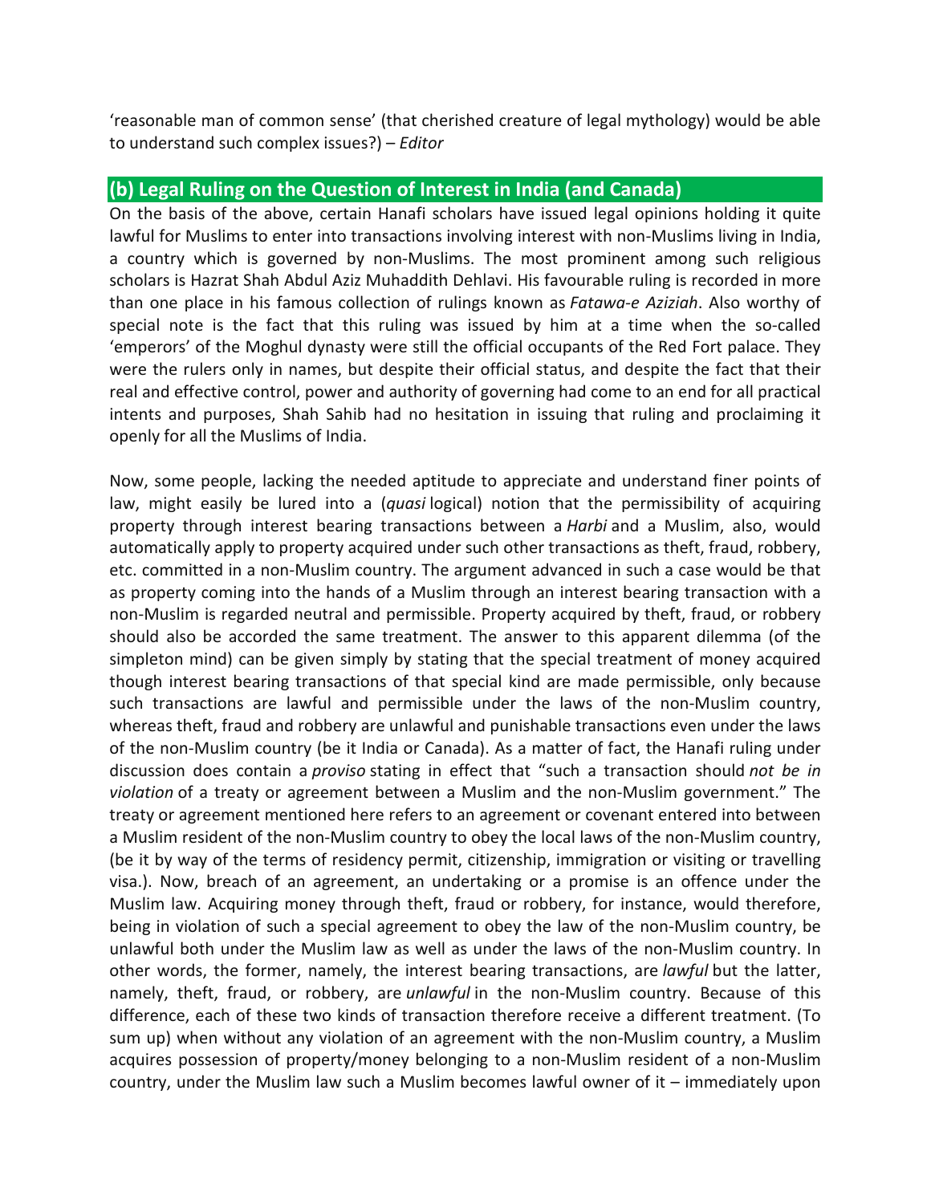'reasonable man of common sense' (that cherished creature of legal mythology) would be able to understand such complex issues?) – *Editor*

## (b) Legal Ruling on the Question of Interest in India (and Canada)

On the basis of the above, certain Hanafi scholars have issued legal opinions holding it quite lawful for Muslims to enter into transactions involving interest with non-Muslims living in India, a country which is governed by non-Muslims. The most prominent among such religious scholars is Hazrat Shah Abdul Aziz Muhaddith Dehlavi. His favourable ruling is recorded in more than one place in his famous collection of rulings known as *Fatawa-e Aziziah*. Also worthy of special note is the fact that this ruling was issued by him at a time when the so-called 'emperors' of the Moghul dynasty were still the official occupants of the Red Fort palace. They were the rulers only in names, but despite their official status, and despite the fact that their real and effective control, power and authority of governing had come to an end for all practical intents and purposes, Shah Sahib had no hesitation in issuing that ruling and proclaiming it openly for all the Muslims of India.

Now, some people, lacking the needed aptitude to appreciate and understand finer points of law, might easily be lured into a (*quasi* logical) notion that the permissibility of acquiring property through interest bearing transactions between a *Harbi* and a Muslim, also, would automatically apply to property acquired under such other transactions as theft, fraud, robbery, etc. committed in a non-Muslim country. The argument advanced in such a case would be that as property coming into the hands of a Muslim through an interest bearing transaction with a non-Muslim is regarded neutral and permissible. Property acquired by theft, fraud, or robbery should also be accorded the same treatment. The answer to this apparent dilemma (of the simpleton mind) can be given simply by stating that the special treatment of money acquired though interest bearing transactions of that special kind are made permissible, only because such transactions are lawful and permissible under the laws of the non-Muslim country, whereas theft, fraud and robbery are unlawful and punishable transactions even under the laws of the non-Muslim country (be it India or Canada). As a matter of fact, the Hanafi ruling under discussion does contain a *proviso* stating in effect that "such a transaction should *not be in violation* of a treaty or agreement between a Muslim and the non-Muslim government." The treaty or agreement mentioned here refers to an agreement or covenant entered into between a Muslim resident of the non-Muslim country to obey the local laws of the non-Muslim country, (be it by way of the terms of residency permit, citizenship, immigration or visiting or travelling visa.). Now, breach of an agreement, an undertaking or a promise is an offence under the Muslim law. Acquiring money through theft, fraud or robbery, for instance, would therefore, being in violation of such a special agreement to obey the law of the non-Muslim country, be unlawful both under the Muslim law as well as under the laws of the non-Muslim country. In other words, the former, namely, the interest bearing transactions, are *lawful* but the latter, namely, theft, fraud, or robbery, are *unlawful* in the non-Muslim country. Because of this difference, each of these two kinds of transaction therefore receive a different treatment. (To sum up) when without any violation of an agreement with the non-Muslim country, a Muslim acquires possession of property/money belonging to a non-Muslim resident of a non-Muslim country, under the Muslim law such a Muslim becomes lawful owner of it – immediately upon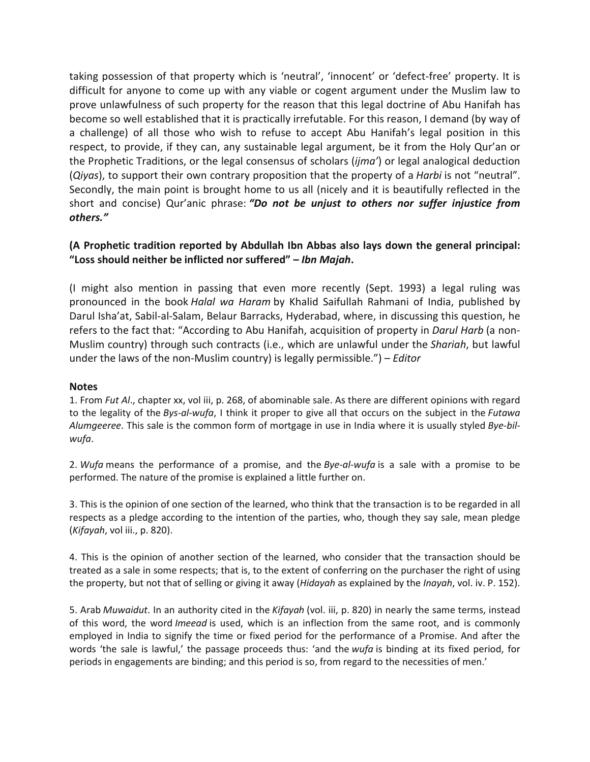taking possession of that property which is 'neutral', 'innocent' or 'defect-free' property. It is difficult for anyone to come up with any viable or cogent argument under the Muslim law to prove unlawfulness of such property for the reason that this legal doctrine of Abu Hanifah has become so well established that it is practically irrefutable. For this reason, I demand (by way of a challenge) of all those who wish to refuse to accept Abu Hanifah's legal position in this respect, to provide, if they can, any sustainable legal argument, be it from the Holy Qur'an or the Prophetic Traditions, or the legal consensus of scholars (*ijma'*) or legal analogical deduction (*Qiyas*), to support their own contrary proposition that the property of a *Harbi* is not "neutral". Secondly, the main point is brought home to us all (nicely and it is beautifully reflected in the short and concise) Qur'anic phrase: ***"Do not be unjust to others nor suffer injustice from others."***

**(A Prophetic tradition reported by Abdullah Ibn Abbas also lays down the general principal: "Loss should neither be inflicted nor suffered" – *Ibn Majah*.**

(I might also mention in passing that even more recently (Sept. 1993) a legal ruling was pronounced in the book *Halal wa Haram* by Khalid Saifullah Rahmani of India, published by Darul Isha'at, Sabil-al-Salam, Belaur Barracks, Hyderabad, where, in discussing this question, he refers to the fact that: "According to Abu Hanifah, acquisition of property in *Darul Harb* (a non-Muslim country) through such contracts (i.e., which are unlawful under the *Shariah*, but lawful under the laws of the non-Muslim country) is legally permissible.") – *Editor*

**Notes**

1. From *Fut Al*., chapter xx, vol iii, p. 268, of abominable sale. As there are different opinions with regard to the legality of the *Bys-al-wufa*, I think it proper to give all that occurs on the subject in the *Futawa Alumgeeree*. This sale is the common form of mortgage in use in India where it is usually styled *Bye-bil-wufa*.

2. *Wufa* means the performance of a promise, and the *Bye-al-wufa* is a sale with a promise to be performed. The nature of the promise is explained a little further on.

3. This is the opinion of one section of the learned, who think that the transaction is to be regarded in all respects as a pledge according to the intention of the parties, who, though they say sale, mean pledge (*Kifayah*, vol iii., p. 820).

4. This is the opinion of another section of the learned, who consider that the transaction should be treated as a sale in some respects; that is, to the extent of conferring on the purchaser the right of using the property, but not that of selling or giving it away (*Hidayah* as explained by the *Inayah*, vol. iv. P. 152).

5. Arab *Muwaidut*. In an authority cited in the *Kifayah* (vol. iii, p. 820) in nearly the same terms, instead of this word, the word *Imeead* is used, which is an inflection from the same root, and is commonly employed in India to signify the time or fixed period for the performance of a Promise. And after the words 'the sale is lawful,' the passage proceeds thus: 'and the *wufa* is binding at its fixed period, for periods in engagements are binding; and this period is so, from regard to the necessities of men.'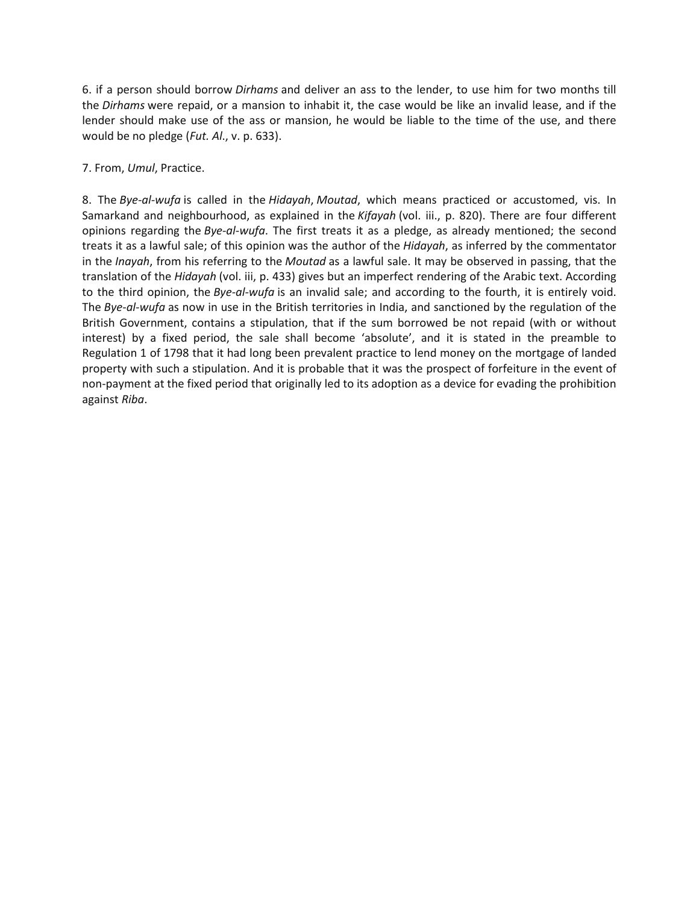6. if a person should borrow *Dirhams* and deliver an ass to the lender, to use him for two months till the *Dirhams* were repaid, or a mansion to inhabit it, the case would be like an invalid lease, and if the lender should make use of the ass or mansion, he would be liable to the time of the use, and there would be no pledge (*Fut. Al*., v. p. 633).

7. From, *Umul*, Practice.

8. The *Bye-al-wufa* is called in the *Hidayah*, *Moutad*, which means practiced or accustomed, vis. In Samarkand and neighbourhood, as explained in the *Kifayah* (vol. iii., p. 820). There are four different opinions regarding the *Bye-al-wufa*. The first treats it as a pledge, as already mentioned; the second treats it as a lawful sale; of this opinion was the author of the *Hidayah*, as inferred by the commentator in the *Inayah*, from his referring to the *Moutad* as a lawful sale. It may be observed in passing, that the translation of the *Hidayah* (vol. iii, p. 433) gives but an imperfect rendering of the Arabic text. According to the third opinion, the *Bye-al-wufa* is an invalid sale; and according to the fourth, it is entirely void. The *Bye-al-wufa* as now in use in the British territories in India, and sanctioned by the regulation of the British Government, contains a stipulation, that if the sum borrowed be not repaid (with or without interest) by a fixed period, the sale shall become 'absolute', and it is stated in the preamble to Regulation 1 of 1798 that it had long been prevalent practice to lend money on the mortgage of landed property with such a stipulation. And it is probable that it was the prospect of forfeiture in the event of non-payment at the fixed period that originally led to its adoption as a device for evading the prohibition against *Riba*.